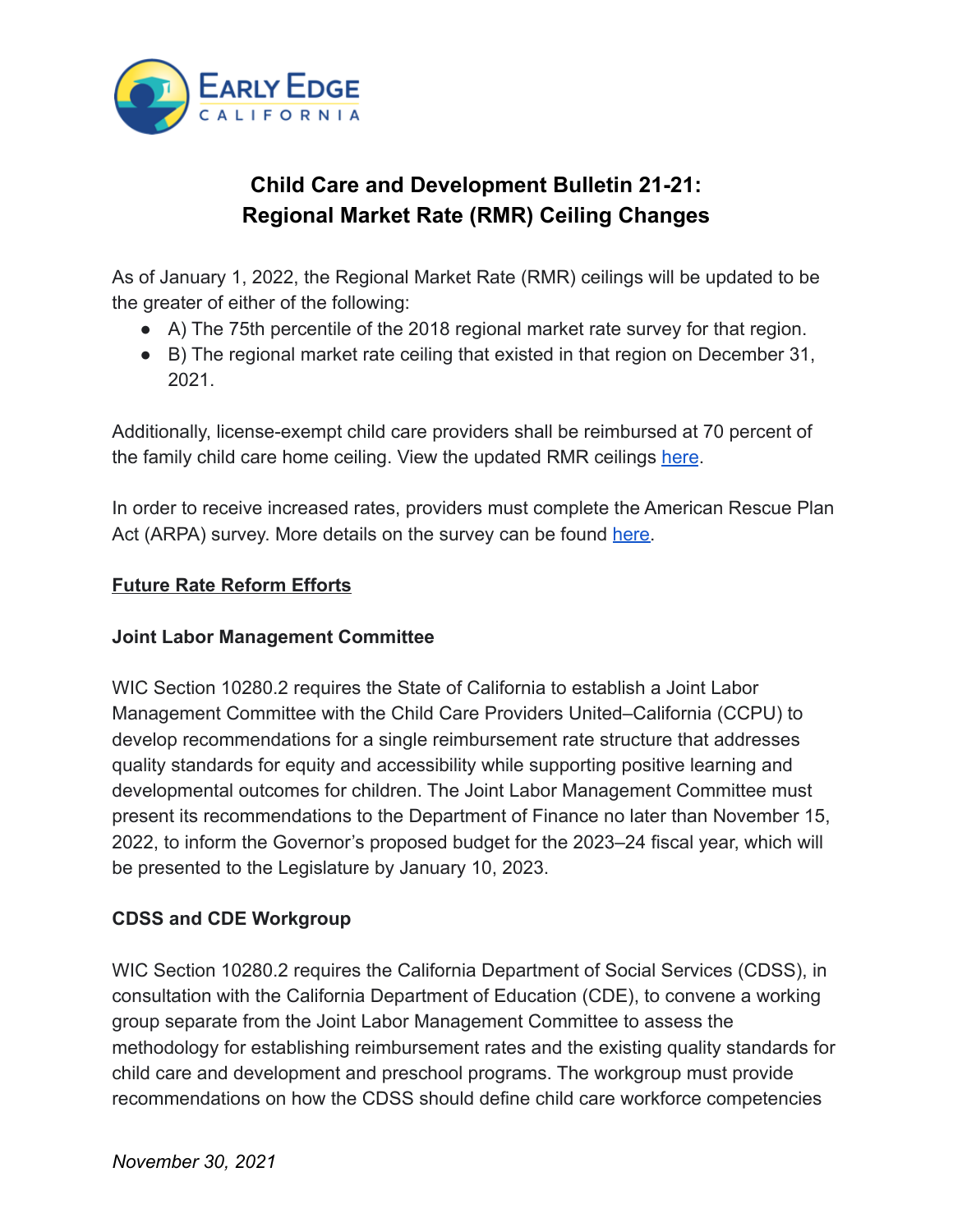# Child Care and Development Bulletin 21-21: Regional Market Rate (RMR) Ceiling Changes

As of January 1, 2022, the Regional Market Rate (RMR) ceilings will be updated to be the greater of either of the following:

- A) The 75th percentile of the 2018 regional market rate survey for that region.
- B) The regional market rate ceiling that existed in that region on December 31, 2021.

Additionally, license-exempt child care providers shall be reimbursed at 70 percent of the family child care home ceiling. View the updated RMR ceilings here.

In order to receive increased rates, providers must complete the American Rescue Plan Act (ARPA) survey. More details on the survey can be found here.

## Future Rate Reform Efforts

### Joint Labor Management Committee

WIC Section 10280.2 requires the State of California to establish a Joint Labor Management Committee with the Child Care Providers United–California (CCPU) to develop recommendations for a single reimbursement rate structure that addresses quality standards for equity and accessibility while supporting positive learning and developmental outcomes for children. The Joint Labor Management Committee must present its recommendations to the Department of Finance no later than November 15, 2022, to inform the Governor's proposed budget for the 2023–24 fiscal year, which will be presented to the Legislature by January 10, 2023.

### CDSS and CDE Workgroup

WIC Section 10280.2 requires the California Department of Social Services (CDSS), in consultation with the California Department of Education (CDE), to convene a working group separate from the Joint Labor Management Committee to assess the methodology for establishing reimbursement rates and the existing quality standards for child care and development and preschool programs. The workgroup must provide recommendations on how the CDSS should define child care workforce competencies

*November 30, 2021*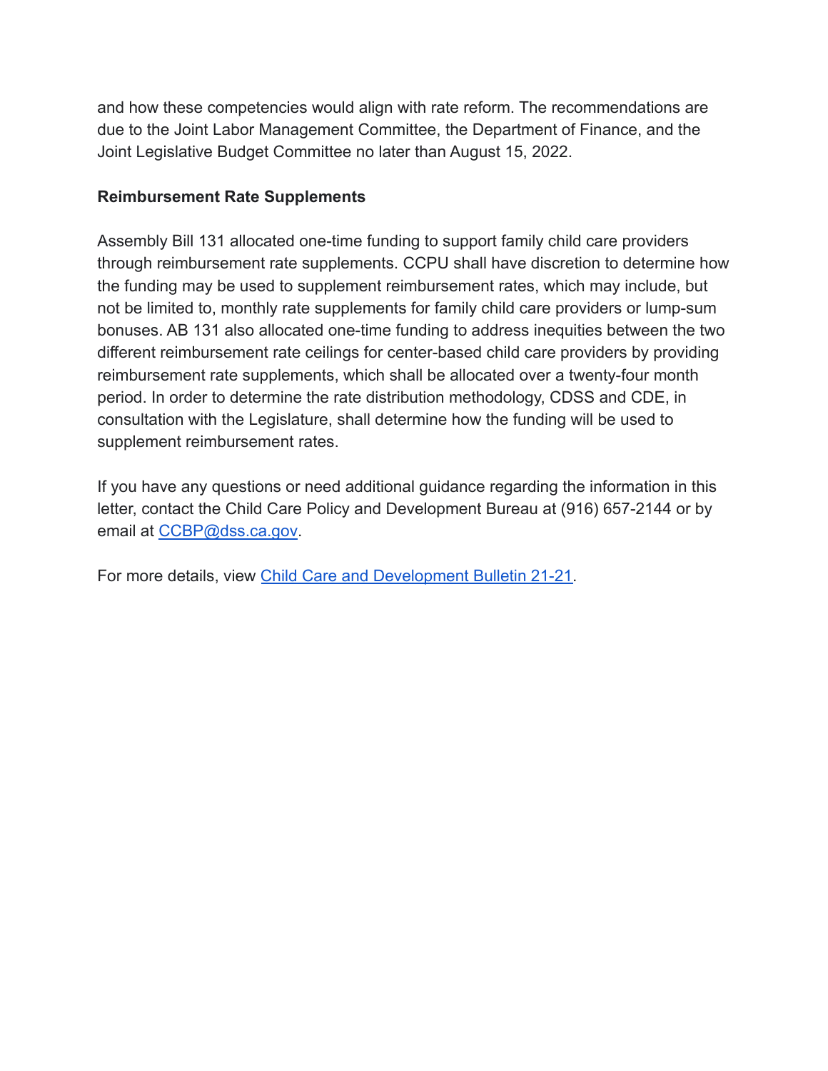and how these competencies would align with rate reform. The recommendations are due to the Joint Labor Management Committee, the Department of Finance, and the Joint Legislative Budget Committee no later than August 15, 2022.

**Reimbursement Rate Supplements**

Assembly Bill 131 allocated one-time funding to support family child care providers through reimbursement rate supplements. CCPU shall have discretion to determine how the funding may be used to supplement reimbursement rates, which may include, but not be limited to, monthly rate supplements for family child care providers or lump-sum bonuses. AB 131 also allocated one-time funding to address inequities between the two different reimbursement rate ceilings for center-based child care providers by providing reimbursement rate supplements, which shall be allocated over a twenty-four month period. In order to determine the rate distribution methodology, CDSS and CDE, in consultation with the Legislature, shall determine how the funding will be used to supplement reimbursement rates.

If you have any questions or need additional guidance regarding the information in this letter, contact the Child Care Policy and Development Bureau at (916) 657-2144 or by email at [CCBP@dss.ca.gov](mailto:CCBP@dss.ca.gov).

For more details, view [Child Care and Development Bulletin 21-21](#).